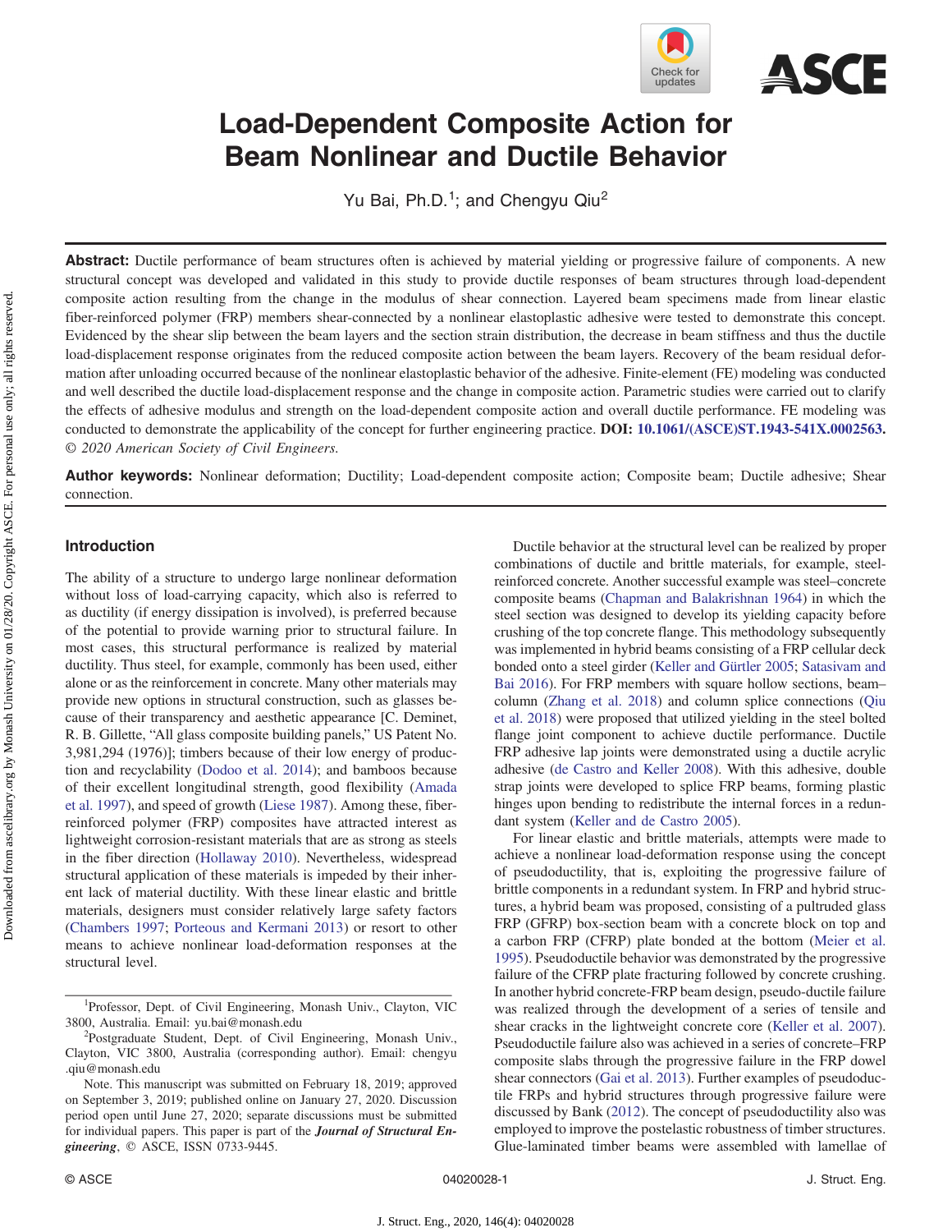# Load-Dependent Composite Action for Beam Nonlinear and Ductile Behavior

Yu Bai, Ph.D.[1]; and Chengyu Qiu[2]

**Abstract:** Ductile performance of beam structures often is achieved by material yielding or progressive failure of components. A new structural concept was developed and validated in this study to provide ductile responses of beam structures through load-dependent composite action resulting from the change in the modulus of shear connection. Layered beam specimens made from linear elastic fiber-reinforced polymer (FRP) members shear-connected by a nonlinear elastoplastic adhesive were tested to demonstrate this concept. Evidenced by the shear slip between the beam layers and the section strain distribution, the decrease in beam stiffness and thus the ductile load-displacement response originates from the reduced composite action between the beam layers. Recovery of the beam residual deformation after unloading occurred because of the nonlinear elastoplastic behavior of the adhesive. Finite-element (FE) modeling was conducted and well described the ductile load-displacement response and the change in composite action. Parametric studies were carried out to clarify the effects of adhesive modulus and strength on the load-dependent composite action and overall ductile performance. FE modeling was conducted to demonstrate the applicability of the concept for further engineering practice. **DOI: 10.1061/(ASCE)ST.1943-541X.0002563.** *© 2020 American Society of Civil Engineers.*

**Author keywords:** Nonlinear deformation; Ductility; Load-dependent composite action; Composite beam; Ductile adhesive; Shear connection.

## Introduction

The ability of a structure to undergo large nonlinear deformation without loss of load-carrying capacity, which also is referred to as ductility (if energy dissipation is involved), is preferred because of the potential to provide warning prior to structural failure. In most cases, this structural performance is realized by material ductility. Thus steel, for example, commonly has been used, either alone or as the reinforcement in concrete. Many other materials may provide new options in structural construction, such as glasses because of their transparency and aesthetic appearance [C. Deminet, R. B. Gillette, "All glass composite building panels," US Patent No. 3,981,294 (1976)]; timbers because of their low energy of production and recyclability (Dodoo et al. 2014); and bamboos because of their excellent longitudinal strength, good flexibility (Amada et al. 1997), and speed of growth (Liese 1987). Among these, fiber-reinforced polymer (FRP) composites have attracted interest as lightweight corrosion-resistant materials that are as strong as steels in the fiber direction (Hollaway 2010). Nevertheless, widespread structural application of these materials is impeded by their inherent lack of material ductility. With these linear elastic and brittle materials, designers must consider relatively large safety factors (Chambers 1997; Porteous and Kermani 2013) or resort to other means to achieve nonlinear load-deformation responses at the structural level.

Ductile behavior at the structural level can be realized by proper combinations of ductile and brittle materials, for example, steel-reinforced concrete. Another successful example was steel–concrete composite beams (Chapman and Balakrishnan 1964) in which the steel section was designed to develop its yielding capacity before crushing of the top concrete flange. This methodology subsequently was implemented in hybrid beams consisting of a FRP cellular deck bonded onto a steel girder (Keller and Gürtler 2005; Satasivam and Bai 2016). For FRP members with square hollow sections, beam–column (Zhang et al. 2018) and column splice connections (Qiu et al. 2018) were proposed that utilized yielding in the steel bolted flange joint component to achieve ductile performance. Ductile FRP adhesive lap joints were demonstrated using a ductile acrylic adhesive (de Castro and Keller 2008). With this adhesive, double strap joints were developed to splice FRP beams, forming plastic hinges upon bending to redistribute the internal forces in a redundant system (Keller and de Castro 2005).

For linear elastic and brittle materials, attempts were made to achieve a nonlinear load-deformation response using the concept of pseudoductility, that is, exploiting the progressive failure of brittle components in a redundant system. In FRP and hybrid structures, a hybrid beam was proposed, consisting of a pultruded glass FRP (GFRP) box-section beam with a concrete block on top and a carbon FRP (CFRP) plate bonded at the bottom (Meier et al. 1995). Pseudoductile behavior was demonstrated by the progressive failure of the CFRP plate fracturing followed by concrete crushing. In another hybrid concrete-FRP beam design, pseudo-ductile failure was realized through the development of a series of tensile and shear cracks in the lightweight concrete core (Keller et al. 2007). Pseudoductile failure also was achieved in a series of concrete–FRP composite slabs through the progressive failure in the FRP dowel shear connectors (Gai et al. 2013). Further examples of pseudoductile FRPs and hybrid structures through progressive failure were discussed by Bank (2012). The concept of pseudoductility also was employed to improve the postelastic robustness of timber structures. Glue-laminated timber beams were assembled with lamellae of

---

[1]Professor, Dept. of Civil Engineering, Monash Univ., Clayton, VIC 3800, Australia. Email: yu.bai@monash.edu

[2]Postgraduate Student, Dept. of Civil Engineering, Monash Univ., Clayton, VIC 3800, Australia (corresponding author). Email: chengyu.qiu@monash.edu

Note. This manuscript was submitted on February 18, 2019; approved on September 3, 2019; published online on January 27, 2020. Discussion period open until June 27, 2020; separate discussions must be submitted for individual papers. This paper is part of the ***Journal of Structural Engineering***, © ASCE, ISSN 0733-9445.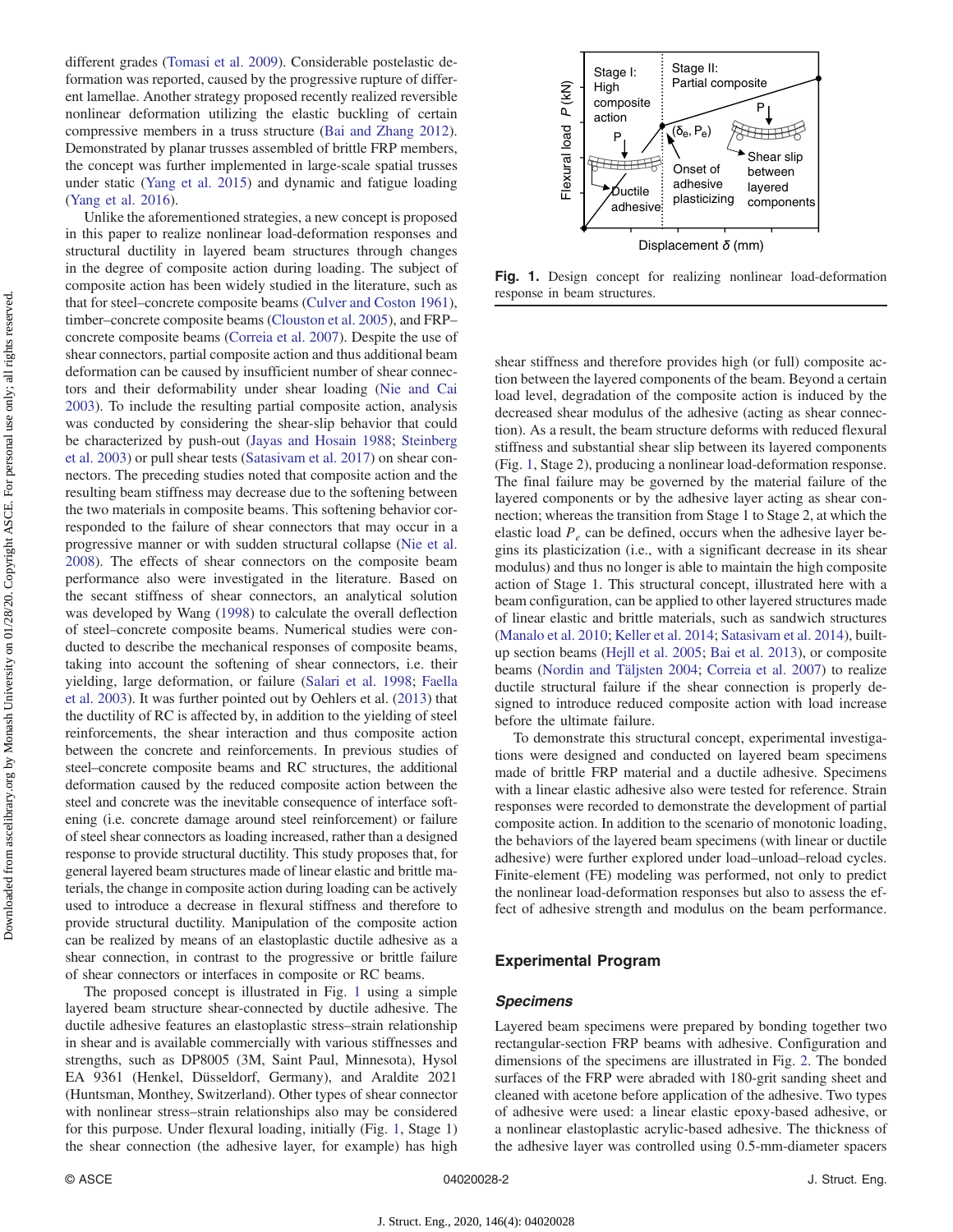different grades (Tomasi et al. 2009). Considerable postelastic deformation was reported, caused by the progressive rupture of different lamellae. Another strategy proposed recently realized reversible nonlinear deformation utilizing the elastic buckling of certain compressive members in a truss structure (Bai and Zhang 2012). Demonstrated by planar trusses assembled of brittle FRP members, the concept was further implemented in large-scale spatial trusses under static (Yang et al. 2015) and dynamic and fatigue loading (Yang et al. 2016).

Unlike the aforementioned strategies, a new concept is proposed in this paper to realize nonlinear load-deformation responses and structural ductility in layered beam structures through changes in the degree of composite action during loading. The subject of composite action has been widely studied in the literature, such as that for steel–concrete composite beams (Culver and Coston 1961), timber–concrete composite beams (Clouston et al. 2005), and FRP–concrete composite beams (Correia et al. 2007). Despite the use of shear connectors, partial composite action and thus additional beam deformation can be caused by insufficient number of shear connectors and their deformability under shear loading (Nie and Cai 2003). To include the resulting partial composite action, analysis was conducted by considering the shear-slip behavior that could be characterized by push-out (Jayas and Hosain 1988; Steinberg et al. 2003) or pull shear tests (Satasivam et al. 2017) on shear connectors. The preceding studies noted that composite action and the resulting beam stiffness may decrease due to the softening between the two materials in composite beams. This softening behavior corresponded to the failure of shear connectors that may occur in a progressive manner or with sudden structural collapse (Nie et al. 2008). The effects of shear connectors on the composite beam performance also were investigated in the literature. Based on the secant stiffness of shear connectors, an analytical solution was developed by Wang (1998) to calculate the overall deflection of steel–concrete composite beams. Numerical studies were conducted to describe the mechanical responses of composite beams, taking into account the softening of shear connectors, i.e. their yielding, large deformation, or failure (Salari et al. 1998; Faella et al. 2003). It was further pointed out by Oehlers et al. (2013) that the ductility of RC is affected by, in addition to the yielding of steel reinforcements, the shear interaction and thus composite action between the concrete and reinforcements. In previous studies of steel–concrete composite beams and RC structures, the additional deformation caused by the reduced composite action between the steel and concrete was the inevitable consequence of interface softening (i.e. concrete damage around steel reinforcement) or failure of steel shear connectors as loading increased, rather than a designed response to provide structural ductility. This study proposes that, for general layered beam structures made of linear elastic and brittle materials, the change in composite action during loading can be actively used to introduce a decrease in flexural stiffness and therefore to provide structural ductility. Manipulation of the composite action can be realized by means of an elastoplastic ductile adhesive as a shear connection, in contrast to the progressive or brittle failure of shear connectors or interfaces in composite or RC beams.

The proposed concept is illustrated in Fig. 1 using a simple layered beam structure shear-connected by ductile adhesive. The ductile adhesive features an elastoplastic stress–strain relationship in shear and is available commercially with various stiffnesses and strengths, such as DP8005 (3M, Saint Paul, Minnesota), Hysol EA 9361 (Henkel, Düsseldorf, Germany), and Araldite 2021 (Huntsman, Monthey, Switzerland). Other types of shear connector with nonlinear stress–strain relationships also may be considered for this purpose. Under flexural loading, initially (Fig. 1, Stage 1) the shear connection (the adhesive layer, for example) has high shear stiffness and therefore provides high (or full) composite action between the layered components of the beam. Beyond a certain load level, degradation of the composite action is induced by the decreased shear modulus of the adhesive (acting as shear connection). As a result, the beam structure deforms with reduced flexural stiffness and substantial shear slip between its layered components (Fig. 1, Stage 2), producing a nonlinear load-deformation response. The final failure may be governed by the material failure of the layered components or by the adhesive layer acting as shear connection; whereas the transition from Stage 1 to Stage 2, at which the elastic load $P_e$ can be defined, occurs when the adhesive layer begins its plasticization (i.e., with a significant decrease in its shear modulus) and thus no longer is able to maintain the high composite action of Stage 1. This structural concept, illustrated here with a beam configuration, can be applied to other layered structures made of linear elastic and brittle materials, such as sandwich structures (Manalo et al. 2010; Keller et al. 2014; Satasivam et al. 2014), built-up section beams (Hejll et al. 2005; Bai et al. 2013), or composite beams (Nordin and Täljsten 2004; Correia et al. 2007) to realize ductile structural failure if the shear connection is properly designed to introduce reduced composite action with load increase before the ultimate failure.

Stage I: High composite action | Stage II: Partial composite | $(\delta_e, P_e)$ | Onset of adhesive plasticizing | Shear slip between layered components | Ductile adhesive | Flexural load $P$ (kN) | Displacement $\delta$ (mm)

**Fig. 1.** Design concept for realizing nonlinear load-deformation response in beam structures.

To demonstrate this structural concept, experimental investigations were designed and conducted on layered beam specimens made of brittle FRP material and a ductile adhesive. Specimens with a linear elastic adhesive also were tested for reference. Strain responses were recorded to demonstrate the development of partial composite action. In addition to the scenario of monotonic loading, the behaviors of the layered beam specimens (with linear or ductile adhesive) were further explored under load–unload–reload cycles. Finite-element (FE) modeling was performed, not only to predict the nonlinear load-deformation responses but also to assess the effect of adhesive strength and modulus on the beam performance.

## Experimental Program

### Specimens

Layered beam specimens were prepared by bonding together two rectangular-section FRP beams with adhesive. Configuration and dimensions of the specimens are illustrated in Fig. 2. The bonded surfaces of the FRP were abraded with 180-grit sanding sheet and cleaned with acetone before application of the adhesive. Two types of adhesive were used: a linear elastic epoxy-based adhesive, or a nonlinear elastoplastic acrylic-based adhesive. The thickness of the adhesive layer was controlled using 0.5-mm-diameter spacers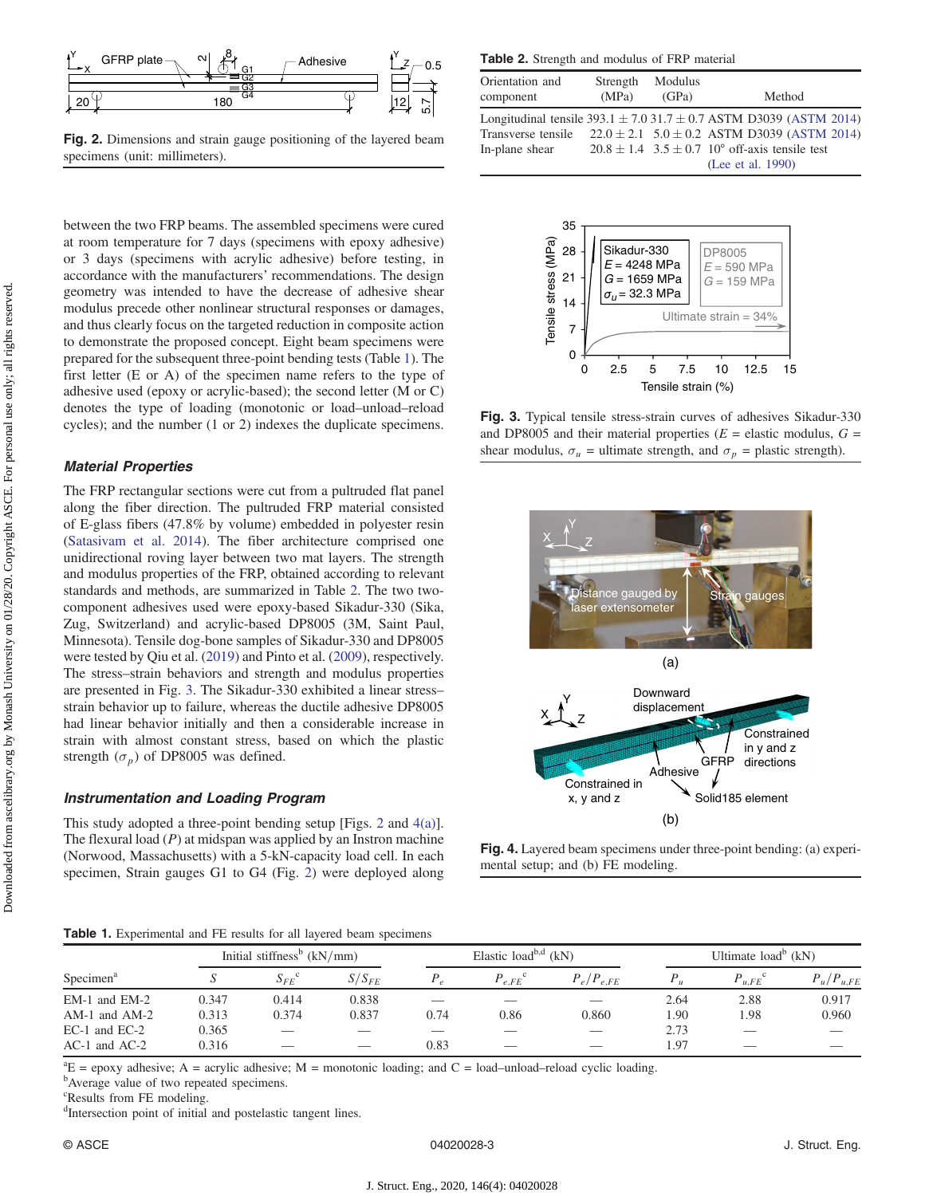Fig. 2. Dimensions and strain gauge positioning of the layered beam specimens (unit: millimeters).

Table 2. Strength and modulus of FRP material

| Orientation and component | Strength (MPa) | Modulus (GPa) | Method |
|---|---|---|---|
| Longitudinal tensile | 393.1 ± 7.0 | 31.7 ± 0.7 | ASTM D3039 (ASTM 2014) |
| Transverse tensile | 22.0 ± 2.1 | 5.0 ± 0.2 | ASTM D3039 (ASTM 2014) |
| In-plane shear | 20.8 ± 1.4 | 3.5 ± 0.7 | 10° off-axis tensile test (Lee et al. 1990) |

between the two FRP beams. The assembled specimens were cured at room temperature for 7 days (specimens with epoxy adhesive) or 3 days (specimens with acrylic adhesive) before testing, in accordance with the manufacturers' recommendations. The design geometry was intended to have the decrease of adhesive shear modulus precede other nonlinear structural responses or damages, and thus clearly focus on the targeted reduction in composite action to demonstrate the proposed concept. Eight beam specimens were prepared for the subsequent three-point bending tests (Table 1). The first letter (E or A) of the specimen name refers to the type of adhesive used (epoxy or acrylic-based); the second letter (M or C) denotes the type of loading (monotonic or load–unload–reload cycles); and the number (1 or 2) indexes the duplicate specimens.

### Material Properties

The FRP rectangular sections were cut from a pultruded flat panel along the fiber direction. The pultruded FRP material consisted of E-glass fibers (47.8% by volume) embedded in polyester resin (Satasivam et al. 2014). The fiber architecture comprised one unidirectional roving layer between two mat layers. The strength and modulus properties of the FRP, obtained according to relevant standards and methods, are summarized in Table 2. The two two-component adhesives used were epoxy-based Sikadur-330 (Sika, Zug, Switzerland) and acrylic-based DP8005 (3M, Saint Paul, Minnesota). Tensile dog-bone samples of Sikadur-330 and DP8005 were tested by Qiu et al. (2019) and Pinto et al. (2009), respectively. The stress–strain behaviors and strength and modulus properties are presented in Fig. 3. The Sikadur-330 exhibited a linear stress–strain behavior up to failure, whereas the ductile adhesive DP8005 had linear behavior initially and then a considerable increase in strain with almost constant stress, based on which the plastic strength ($\sigma_p$) of DP8005 was defined.

Fig. 3. Typical tensile stress-strain curves of adhesives Sikadur-330 and DP8005 and their material properties ($E$ = elastic modulus, $G$ = shear modulus, $\sigma_u$ = ultimate strength, and $\sigma_p$ = plastic strength).

### Instrumentation and Loading Program

This study adopted a three-point bending setup [Figs. 2 and 4(a)]. The flexural load ($P$) at midspan was applied by an Instron machine (Norwood, Massachusetts) with a 5-kN-capacity load cell. In each specimen, Strain gauges G1 to G4 (Fig. 2) were deployed along

Fig. 4. Layered beam specimens under three-point bending: (a) experimental setup; and (b) FE modeling.

Table 1. Experimental and FE results for all layered beam specimens

| Specimen[a] | Initial stiffness[b] (kN/mm) | | | Elastic load[b,d] (kN) | | | Ultimate load[b] (kN) | | |
|---|---|---|---|---|---|---|---|---|---|
| | $S$ | $S_{FE}$[c] | $S/S_{FE}$ | $P_e$ | $P_{e,FE}$[c] | $P_e/P_{e,FE}$ | $P_u$ | $P_{u,FE}$[c] | $P_u/P_{u,FE}$ |
| EM-1 and EM-2 | 0.347 | 0.414 | 0.838 | — | — | — | 2.64 | 2.88 | 0.917 |
| AM-1 and AM-2 | 0.313 | 0.374 | 0.837 | 0.74 | 0.86 | 0.860 | 1.90 | 1.98 | 0.960 |
| EC-1 and EC-2 | 0.365 | — | — | — | — | — | 2.73 | — | — |
| AC-1 and AC-2 | 0.316 | — | — | 0.83 | — | — | 1.97 | — | — |

[a]E = epoxy adhesive; A = acrylic adhesive; M = monotonic loading; and C = load–unload–reload cyclic loading.
[b]Average value of two repeated specimens.
[c]Results from FE modeling.
[d]Intersection point of initial and postelastic tangent lines.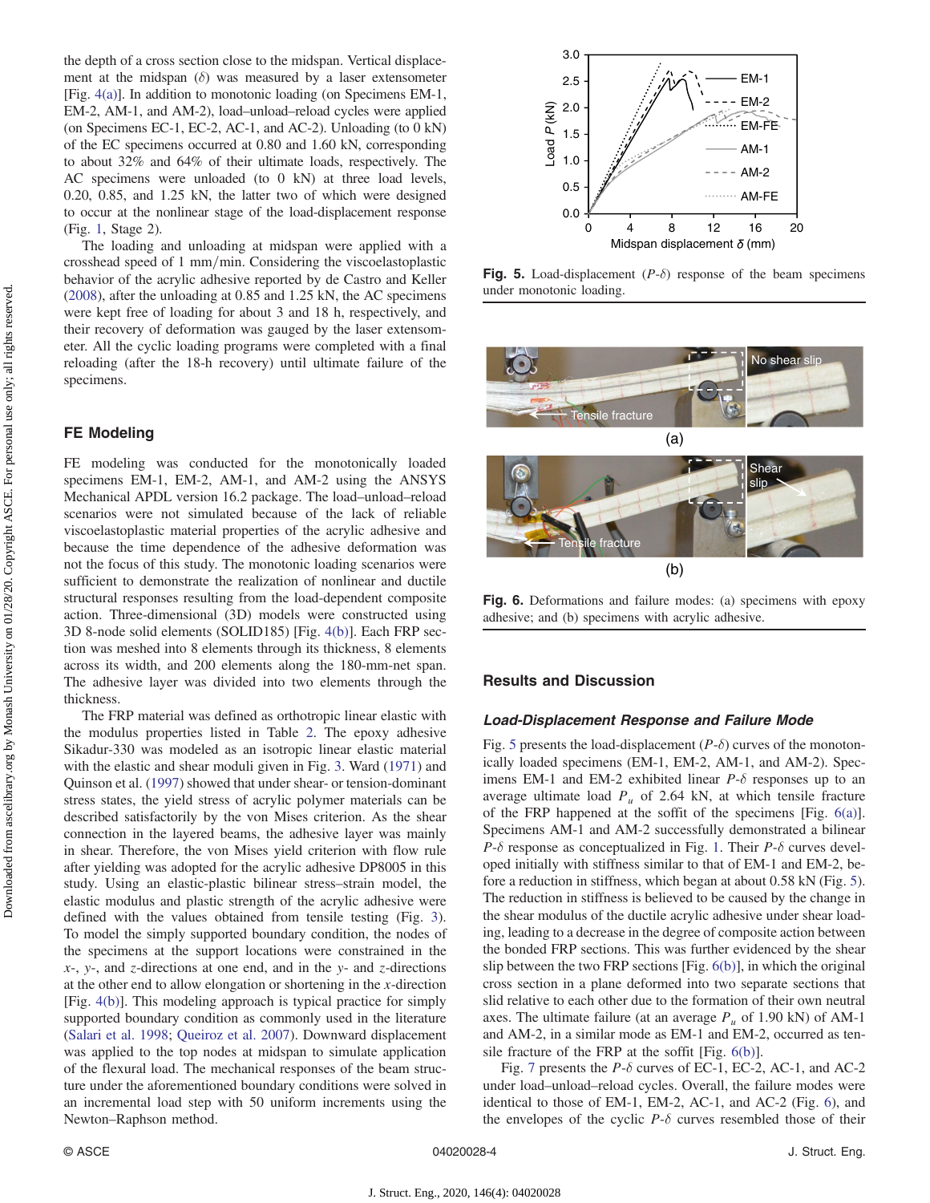the depth of a cross section close to the midspan. Vertical displacement at the midspan ($\delta$) was measured by a laser extensometer [Fig. 4(a)]. In addition to monotonic loading (on Specimens EM-1, EM-2, AM-1, and AM-2), load–unload–reload cycles were applied (on Specimens EC-1, EC-2, AC-1, and AC-2). Unloading (to 0 kN) of the EC specimens occurred at 0.80 and 1.60 kN, corresponding to about 32% and 64% of their ultimate loads, respectively. The AC specimens were unloaded (to 0 kN) at three load levels, 0.20, 0.85, and 1.25 kN, the latter two of which were designed to occur at the nonlinear stage of the load-displacement response (Fig. 1, Stage 2).

The loading and unloading at midspan were applied with a crosshead speed of 1 mm/min. Considering the viscoelastoplastic behavior of the acrylic adhesive reported by de Castro and Keller (2008), after the unloading at 0.85 and 1.25 kN, the AC specimens were kept free of loading for about 3 and 18 h, respectively, and their recovery of deformation was gauged by the laser extensometer. All the cyclic loading programs were completed with a final reloading (after the 18-h recovery) until ultimate failure of the specimens.

## FE Modeling

FE modeling was conducted for the monotonically loaded specimens EM-1, EM-2, AM-1, and AM-2 using the ANSYS Mechanical APDL version 16.2 package. The load–unload–reload scenarios were not simulated because of the lack of reliable viscoelastoplastic material properties of the acrylic adhesive and because the time dependence of the adhesive deformation was not the focus of this study. The monotonic loading scenarios were sufficient to demonstrate the realization of nonlinear and ductile structural responses resulting from the load-dependent composite action. Three-dimensional (3D) models were constructed using 3D 8-node solid elements (SOLID185) [Fig. 4(b)]. Each FRP section was meshed into 8 elements through its thickness, 8 elements across its width, and 200 elements along the 180-mm-net span. The adhesive layer was divided into two elements through the thickness.

The FRP material was defined as orthotropic linear elastic with the modulus properties listed in Table 2. The epoxy adhesive Sikadur-330 was modeled as an isotropic linear elastic material with the elastic and shear moduli given in Fig. 3. Ward (1971) and Quinson et al. (1997) showed that under shear- or tension-dominant stress states, the yield stress of acrylic polymer materials can be described satisfactorily by the von Mises criterion. As the shear connection in the layered beams, the adhesive layer was mainly in shear. Therefore, the von Mises yield criterion with flow rule after yielding was adopted for the acrylic adhesive DP8005 in this study. Using an elastic-plastic bilinear stress–strain model, the elastic modulus and plastic strength of the acrylic adhesive were defined with the values obtained from tensile testing (Fig. 3). To model the simply supported boundary condition, the nodes of the specimens at the support locations were constrained in the $x$-, $y$-, and $z$-directions at one end, and in the $y$- and $z$-directions at the other end to allow elongation or shortening in the $x$-direction [Fig. 4(b)]. This modeling approach is typical practice for simply supported boundary condition as commonly used in the literature (Salari et al. 1998; Queiroz et al. 2007). Downward displacement was applied to the top nodes at midspan to simulate application of the flexural load. The mechanical responses of the beam structure under the aforementioned boundary conditions were solved in an incremental load step with 50 uniform increments using the Newton–Raphson method.

**Fig. 5.** Load-displacement ($P$-$\delta$) response of the beam specimens under monotonic loading.

**Fig. 6.** Deformations and failure modes: (a) specimens with epoxy adhesive; and (b) specimens with acrylic adhesive.

## Results and Discussion

### Load-Displacement Response and Failure Mode

Fig. 5 presents the load-displacement ($P$-$\delta$) curves of the monotonically loaded specimens (EM-1, EM-2, AM-1, and AM-2). Specimens EM-1 and EM-2 exhibited linear $P$-$\delta$ responses up to an average ultimate load $P_u$ of 2.64 kN, at which tensile fracture of the FRP happened at the soffit of the specimens [Fig. 6(a)]. Specimens AM-1 and AM-2 successfully demonstrated a bilinear $P$-$\delta$ response as conceptualized in Fig. 1. Their $P$-$\delta$ curves developed initially with stiffness similar to that of EM-1 and EM-2, before a reduction in stiffness, which began at about 0.58 kN (Fig. 5). The reduction in stiffness is believed to be caused by the change in the shear modulus of the ductile acrylic adhesive under shear loading, leading to a decrease in the degree of composite action between the bonded FRP sections. This was further evidenced by the shear slip between the two FRP sections [Fig. 6(b)], in which the original cross section in a plane deformed into two separate sections that slid relative to each other due to the formation of their own neutral axes. The ultimate failure (at an average $P_u$ of 1.90 kN) of AM-1 and AM-2, in a similar mode as EM-1 and EM-2, occurred as tensile fracture of the FRP at the soffit [Fig. 6(b)].

Fig. 7 presents the $P$-$\delta$ curves of EC-1, EC-2, AC-1, and AC-2 under load–unload–reload cycles. Overall, the failure modes were identical to those of EM-1, EM-2, AC-1, and AC-2 (Fig. 6), and the envelopes of the cyclic $P$-$\delta$ curves resembled those of their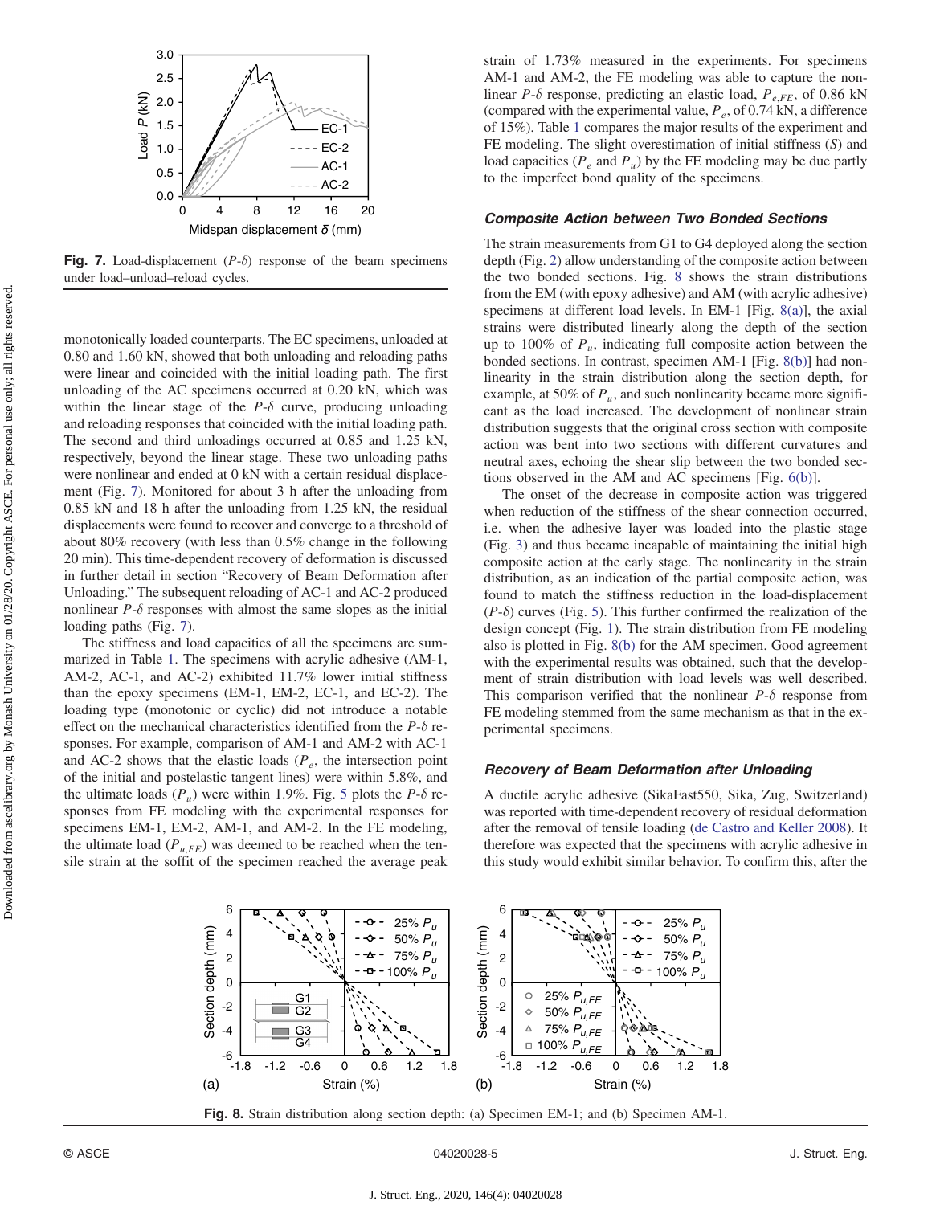Fig. 7. Load-displacement ($P$-$\delta$) response of the beam specimens under load–unload–reload cycles.

monotonically loaded counterparts. The EC specimens, unloaded at 0.80 and 1.60 kN, showed that both unloading and reloading paths were linear and coincided with the initial loading path. The first unloading of the AC specimens occurred at 0.20 kN, which was within the linear stage of the $P$-$\delta$ curve, producing unloading and reloading responses that coincided with the initial loading path. The second and third unloadings occurred at 0.85 and 1.25 kN, respectively, beyond the linear stage. These two unloading paths were nonlinear and ended at 0 kN with a certain residual displacement (Fig. 7). Monitored for about 3 h after the unloading from 0.85 kN and 18 h after the unloading from 1.25 kN, the residual displacements were found to recover and converge to a threshold of about 80% recovery (with less than 0.5% change in the following 20 min). This time-dependent recovery of deformation is discussed in further detail in section "Recovery of Beam Deformation after Unloading." The subsequent reloading of AC-1 and AC-2 produced nonlinear $P$-$\delta$ responses with almost the same slopes as the initial loading paths (Fig. 7).

The stiffness and load capacities of all the specimens are summarized in Table 1. The specimens with acrylic adhesive (AM-1, AM-2, AC-1, and AC-2) exhibited 11.7% lower initial stiffness than the epoxy specimens (EM-1, EM-2, EC-1, and EC-2). The loading type (monotonic or cyclic) did not introduce a notable effect on the mechanical characteristics identified from the $P$-$\delta$ responses. For example, comparison of AM-1 and AM-2 with AC-1 and AC-2 shows that the elastic loads ($P_e$, the intersection point of the initial and postelastic tangent lines) were within 5.8%, and the ultimate loads ($P_u$) were within 1.9%. Fig. 5 plots the $P$-$\delta$ responses from FE modeling with the experimental responses for specimens EM-1, EM-2, AM-1, and AM-2. In the FE modeling, the ultimate load ($P_{u,FE}$) was deemed to be reached when the tensile strain at the soffit of the specimen reached the average peak strain of 1.73% measured in the experiments. For specimens AM-1 and AM-2, the FE modeling was able to capture the nonlinear $P$-$\delta$ response, predicting an elastic load, $P_{e,FE}$, of 0.86 kN (compared with the experimental value, $P_e$, of 0.74 kN, a difference of 15%). Table 1 compares the major results of the experiment and FE modeling. The slight overestimation of initial stiffness ($S$) and load capacities ($P_e$ and $P_u$) by the FE modeling may be due partly to the imperfect bond quality of the specimens.

### Composite Action between Two Bonded Sections

The strain measurements from G1 to G4 deployed along the section depth (Fig. 2) allow understanding of the composite action between the two bonded sections. Fig. 8 shows the strain distributions from the EM (with epoxy adhesive) and AM (with acrylic adhesive) specimens at different load levels. In EM-1 [Fig. 8(a)], the axial strains were distributed linearly along the depth of the section up to 100% of $P_u$, indicating full composite action between the bonded sections. In contrast, specimen AM-1 [Fig. 8(b)] had nonlinearity in the strain distribution along the section depth, for example, at 50% of $P_u$, and such nonlinearity became more significant as the load increased. The development of nonlinear strain distribution suggests that the original cross section with composite action was bent into two sections with different curvatures and neutral axes, echoing the shear slip between the two bonded sections observed in the AM and AC specimens [Fig. 6(b)].

The onset of the decrease in composite action was triggered when reduction of the stiffness of the shear connection occurred, i.e. when the adhesive layer was loaded into the plastic stage (Fig. 3) and thus became incapable of maintaining the initial high composite action at the early stage. The nonlinearity in the strain distribution, as an indication of the partial composite action, was found to match the stiffness reduction in the load-displacement ($P$-$\delta$) curves (Fig. 5). This further confirmed the realization of the design concept (Fig. 1). The strain distribution from FE modeling also is plotted in Fig. 8(b) for the AM specimen. Good agreement with the experimental results was obtained, such that the development of strain distribution with load levels was well described. This comparison verified that the nonlinear $P$-$\delta$ response from FE modeling stemmed from the same mechanism as that in the experimental specimens.

### Recovery of Beam Deformation after Unloading

A ductile acrylic adhesive (SikaFast550, Sika, Zug, Switzerland) was reported with time-dependent recovery of residual deformation after the removal of tensile loading (de Castro and Keller 2008). It therefore was expected that the specimens with acrylic adhesive in this study would exhibit similar behavior. To confirm this, after the

Fig. 8. Strain distribution along section depth: (a) Specimen EM-1; and (b) Specimen AM-1.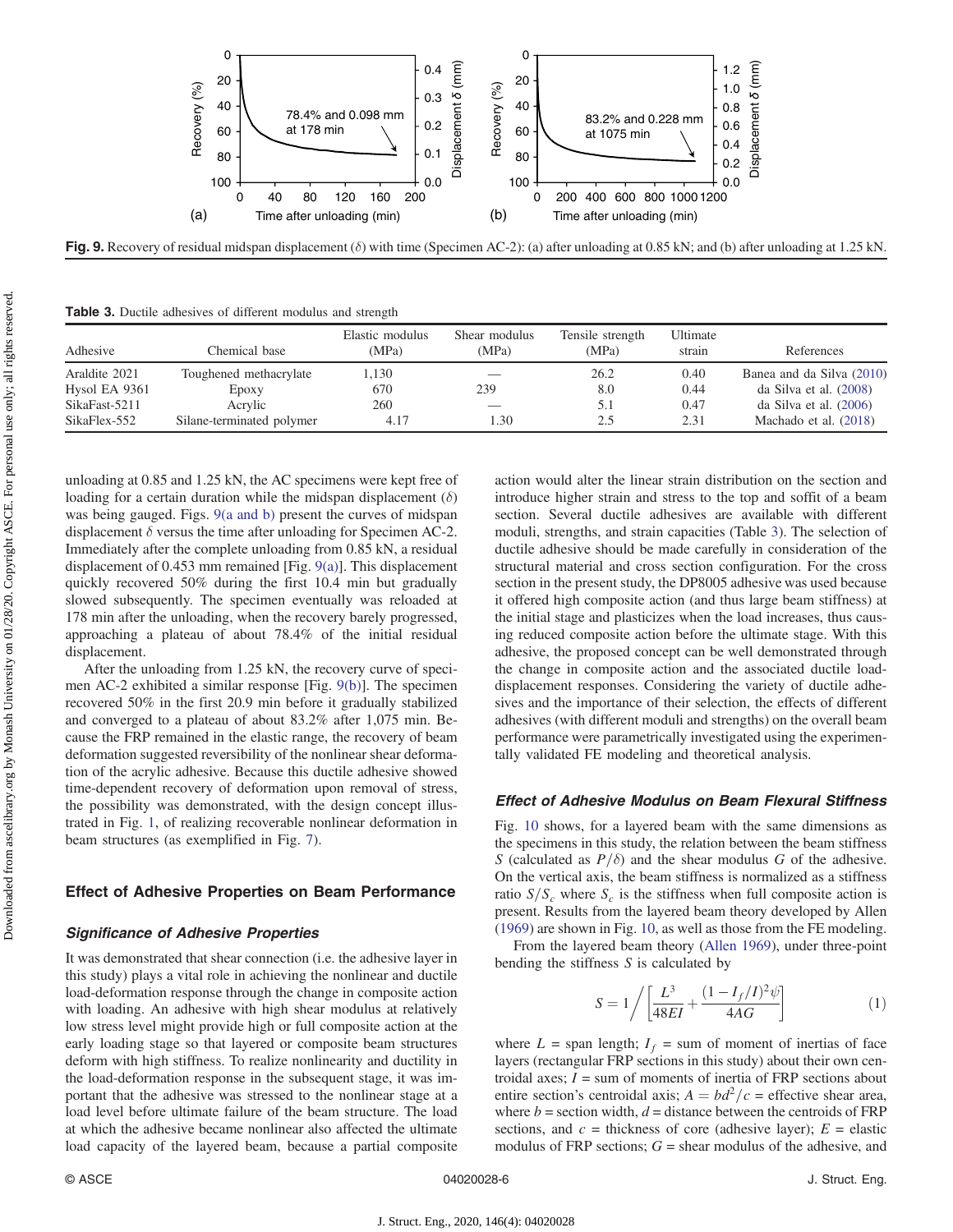Fig. 9. Recovery of residual midspan displacement ($\delta$) with time (Specimen AC-2): (a) after unloading at 0.85 kN; and (b) after unloading at 1.25 kN.

Table 3. Ductile adhesives of different modulus and strength

| Adhesive | Chemical base | Elastic modulus (MPa) | Shear modulus (MPa) | Tensile strength (MPa) | Ultimate strain | References |
|---|---|---|---|---|---|---|
| Araldite 2021 | Toughened methacrylate | 1,130 | — | 26.2 | 0.40 | Banea and da Silva (2010) |
| Hysol EA 9361 | Epoxy | 670 | 239 | 8.0 | 0.44 | da Silva et al. (2008) |
| SikaFast-5211 | Acrylic | 260 | — | 5.1 | 0.47 | da Silva et al. (2006) |
| SikaFlex-552 | Silane-terminated polymer | 4.17 | 1.30 | 2.5 | 2.31 | Machado et al. (2018) |

unloading at 0.85 and 1.25 kN, the AC specimens were kept free of loading for a certain duration while the midspan displacement ($\delta$) was being gauged. Figs. 9(a and b) present the curves of midspan displacement $\delta$ versus the time after unloading for Specimen AC-2. Immediately after the complete unloading from 0.85 kN, a residual displacement of 0.453 mm remained [Fig. 9(a)]. This displacement quickly recovered 50% during the first 10.4 min but gradually slowed subsequently. The specimen eventually was reloaded at 178 min after the unloading, when the recovery barely progressed, approaching a plateau of about 78.4% of the initial residual displacement.

After the unloading from 1.25 kN, the recovery curve of specimen AC-2 exhibited a similar response [Fig. 9(b)]. The specimen recovered 50% in the first 20.9 min before it gradually stabilized and converged to a plateau of about 83.2% after 1,075 min. Because the FRP remained in the elastic range, the recovery of beam deformation suggested reversibility of the nonlinear shear deformation of the acrylic adhesive. Because this ductile adhesive showed time-dependent recovery of deformation upon removal of stress, the possibility was demonstrated, with the design concept illustrated in Fig. 1, of realizing recoverable nonlinear deformation in beam structures (as exemplified in Fig. 7).

## Effect of Adhesive Properties on Beam Performance

### *Significance of Adhesive Properties*

It was demonstrated that shear connection (i.e. the adhesive layer in this study) plays a vital role in achieving the nonlinear and ductile load-deformation response through the change in composite action with loading. An adhesive with high shear modulus at relatively low stress level might provide high or full composite action at the early loading stage so that layered or composite beam structures deform with high stiffness. To realize nonlinearity and ductility in the load-deformation response in the subsequent stage, it was important that the adhesive was stressed to the nonlinear stage at a load level before ultimate failure of the beam structure. The load at which the adhesive became nonlinear also affected the ultimate load capacity of the layered beam, because a partial composite action would alter the linear strain distribution on the section and introduce higher strain and stress to the top and soffit of a beam section. Several ductile adhesives are available with different moduli, strengths, and strain capacities (Table 3). The selection of ductile adhesive should be made carefully in consideration of the structural material and cross section configuration. For the cross section in the present study, the DP8005 adhesive was used because it offered high composite action (and thus large beam stiffness) at the initial stage and plasticizes when the load increases, thus causing reduced composite action before the ultimate stage. With this adhesive, the proposed concept can be well demonstrated through the change in composite action and the associated ductile load-displacement responses. Considering the variety of ductile adhesives and the importance of their selection, the effects of different adhesives (with different moduli and strengths) on the overall beam performance were parametrically investigated using the experimentally validated FE modeling and theoretical analysis.

### *Effect of Adhesive Modulus on Beam Flexural Stiffness*

Fig. 10 shows, for a layered beam with the same dimensions as the specimens in this study, the relation between the beam stiffness $S$ (calculated as $P/\delta$) and the shear modulus $G$ of the adhesive. On the vertical axis, the beam stiffness is normalized as a stiffness ratio $S/S_c$ where $S_c$ is the stiffness when full composite action is present. Results from the layered beam theory developed by Allen (1969) are shown in Fig. 10, as well as those from the FE modeling.

From the layered beam theory (Allen 1969), under three-point bending the stiffness $S$ is calculated by

$$S = 1 \bigg/ \left[\frac{L^3}{48EI} + \frac{(1 - I_f/I)^2 \psi}{4AG}\right] \tag{1}$$

where $L$ = span length; $I_f$ = sum of moment of inertias of face layers (rectangular FRP sections in this study) about their own centroidal axes; $I$ = sum of moments of inertia of FRP sections about entire section's centroidal axis; $A = bd^2/c$ = effective shear area, where $b$ = section width, $d$ = distance between the centroids of FRP sections, and $c$ = thickness of core (adhesive layer); $E$ = elastic modulus of FRP sections; $G$ = shear modulus of the adhesive, and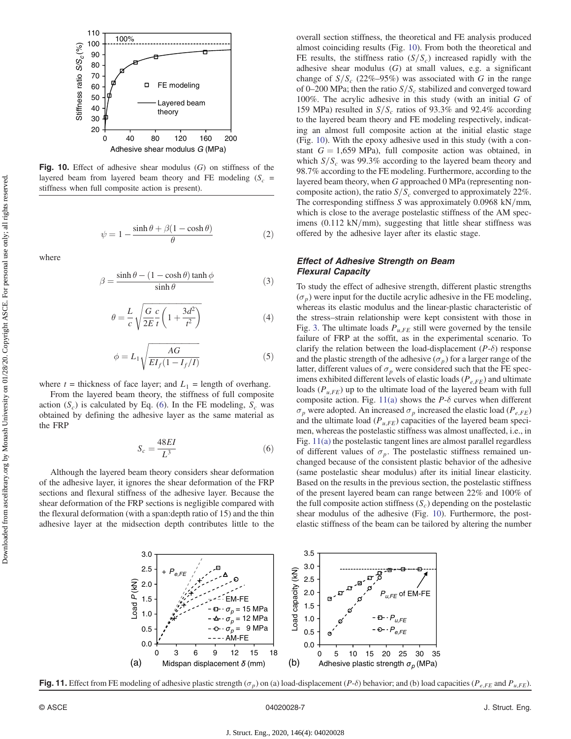Fig. 10. Effect of adhesive shear modulus ($G$) on stiffness of the layered beam from layered beam theory and FE modeling ($S_c$ = stiffness when full composite action is present).

$$\psi = 1 - \frac{\sinh\theta + \beta(1 - \cosh\theta)}{\theta} \tag{2}$$

where

$$\beta = \frac{\sinh\theta - (1 - \cosh\theta)\tanh\phi}{\sinh\theta} \tag{3}$$

$$\theta = \frac{L}{c}\sqrt{\frac{G}{2E}\frac{c}{t}\left(1 + \frac{3d^2}{t^2}\right)} \tag{4}$$

$$\phi = L_1\sqrt{\frac{AG}{EI_f(1 - I_f/I)}} \tag{5}$$

where $t$ = thickness of face layer; and $L_1$ = length of overhang.

From the layered beam theory, the stiffness of full composite action ($S_c$) is calculated by Eq. (6). In the FE modeling, $S_c$ was obtained by defining the adhesive layer as the same material as the FRP

$$S_c = \frac{48EI}{L^3} \tag{6}$$

Although the layered beam theory considers shear deformation of the adhesive layer, it ignores the shear deformation of the FRP sections and flexural stiffness of the adhesive layer. Because the shear deformation of the FRP sections is negligible compared with the flexural deformation (with a span:depth ratio of 15) and the thin adhesive layer at the midsection depth contributes little to the overall section stiffness, the theoretical and FE analysis produced almost coinciding results (Fig. 10). From both the theoretical and FE results, the stiffness ratio ($S/S_c$) increased rapidly with the adhesive shear modulus ($G$) at small values, e.g. a significant change of $S/S_c$ (22%–95%) was associated with $G$ in the range of 0–200 MPa; then the ratio $S/S_c$ stabilized and converged toward 100%. The acrylic adhesive in this study (with an initial $G$ of 159 MPa) resulted in $S/S_c$ ratios of 93.3% and 92.4% according to the layered beam theory and FE modeling respectively, indicating an almost full composite action at the initial elastic stage (Fig. 10). With the epoxy adhesive used in this study (with a constant $G = 1{,}659$ MPa), full composite action was obtained, in which $S/S_c$ was 99.3% according to the layered beam theory and 98.7% according to the FE modeling. Furthermore, according to the layered beam theory, when $G$ approached 0 MPa (representing noncomposite action), the ratio $S/S_c$ converged to approximately 22%. The corresponding stiffness $S$ was approximately 0.0968 kN/mm, which is close to the average postelastic stiffness of the AM specimens (0.112 kN/mm), suggesting that little shear stiffness was offered by the adhesive layer after its elastic stage.

### *Effect of Adhesive Strength on Beam Flexural Capacity*

To study the effect of adhesive strength, different plastic strengths ($\sigma_p$) were input for the ductile acrylic adhesive in the FE modeling, whereas its elastic modulus and the linear-plastic characteristic of the stress–strain relationship were kept consistent with those in Fig. 3. The ultimate loads $P_{u,FE}$ still were governed by the tensile failure of FRP at the soffit, as in the experimental scenario. To clarify the relation between the load-displacement ($P$-$\delta$) response and the plastic strength of the adhesive ($\sigma_p$) for a larger range of the latter, different values of $\sigma_p$ were considered such that the FE specimens exhibited different levels of elastic loads ($P_{e,FE}$) and ultimate loads ($P_{u,FE}$) up to the ultimate load of the layered beam with full composite action. Fig. 11(a) shows the $P$-$\delta$ curves when different $\sigma_p$ were adopted. An increased $\sigma_p$ increased the elastic load ($P_{e,FE}$) and the ultimate load ($P_{u,FE}$) capacities of the layered beam specimen, whereas the postelastic stiffness was almost unaffected, i.e., in Fig. 11(a) the postelastic tangent lines are almost parallel regardless of different values of $\sigma_p$. The postelastic stiffness remained unchanged because of the consistent plastic behavior of the adhesive (same postelastic shear modulus) after its initial linear elasticity. Based on the results in the previous section, the postelastic stiffness of the present layered beam can range between 22% and 100% of the full composite action stiffness ($S_c$) depending on the postelastic shear modulus of the adhesive (Fig. 10). Furthermore, the postelastic stiffness of the beam can be tailored by altering the number

Fig. 11. Effect from FE modeling of adhesive plastic strength ($\sigma_p$) on (a) load-displacement ($P$-$\delta$) behavior; and (b) load capacities ($P_{e,FE}$ and $P_{u,FE}$).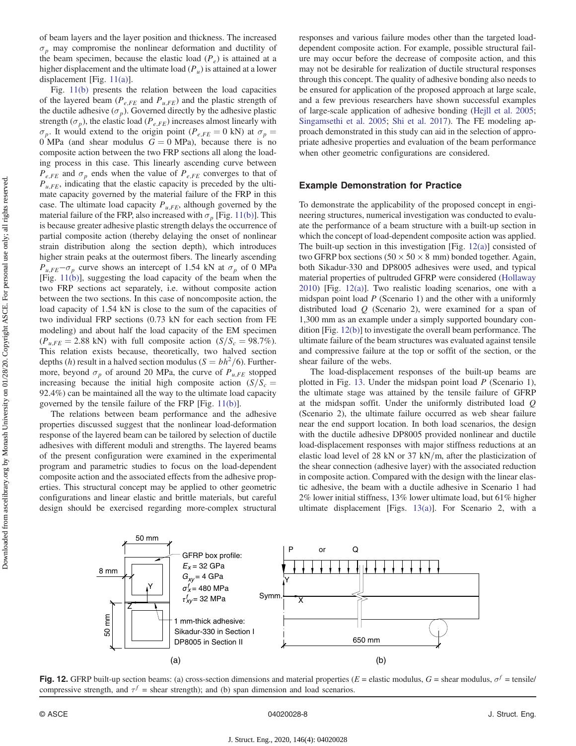of beam layers and the layer position and thickness. The increased $\sigma_p$ may compromise the nonlinear deformation and ductility of the beam specimen, because the elastic load ($P_e$) is attained at a higher displacement and the ultimate load ($P_u$) is attained at a lower displacement [Fig. 11(a)].

Fig. 11(b) presents the relation between the load capacities of the layered beam ($P_{e,FE}$ and $P_{u,FE}$) and the plastic strength of the ductile adhesive ($\sigma_p$). Governed directly by the adhesive plastic strength ($\sigma_p$), the elastic load ($P_{e,FE}$) increases almost linearly with $\sigma_p$. It would extend to the origin point ($P_{e,FE} = 0$ kN) at $\sigma_p = 0$ MPa (and shear modulus $G = 0$ MPa), because there is no composite action between the two FRP sections all along the loading process in this case. This linearly ascending curve between $P_{e,FE}$ and $\sigma_p$ ends when the value of $P_{e,FE}$ converges to that of $P_{u,FE}$, indicating that the elastic capacity is preceded by the ultimate capacity governed by the material failure of the FRP in this case. The ultimate load capacity $P_{u,FE}$, although governed by the material failure of the FRP, also increased with $\sigma_p$ [Fig. 11(b)]. This is because greater adhesive plastic strength delays the occurrence of partial composite action (thereby delaying the onset of nonlinear strain distribution along the section depth), which introduces higher strain peaks at the outermost fibers. The linearly ascending $P_{u,FE}$–$\sigma_p$ curve shows an intercept of 1.54 kN at $\sigma_p$ of 0 MPa [Fig. 11(b)], suggesting the load capacity of the beam when the two FRP sections act separately, i.e. without composite action between the two sections. In this case of noncomposite action, the load capacity of 1.54 kN is close to the sum of the capacities of two individual FRP sections (0.73 kN for each section from FE modeling) and about half the load capacity of the EM specimen ($P_{u,FE} = 2.88$ kN) with full composite action ($S/S_c = 98.7\%$). This relation exists because, theoretically, two halved section depths ($h$) result in a halved section modulus ($S = bh^2/6$). Furthermore, beyond $\sigma_p$ of around 20 MPa, the curve of $P_{u,FE}$ stopped increasing because the initial high composite action ($S/S_c = 92.4\%$) can be maintained all the way to the ultimate load capacity governed by the tensile failure of the FRP [Fig. 11(b)].

The relations between beam performance and the adhesive properties discussed suggest that the nonlinear load-deformation response of the layered beam can be tailored by selection of ductile adhesives with different moduli and strengths. The layered beams of the present configuration were examined in the experimental program and parametric studies to focus on the load-dependent composite action and the associated effects from the adhesive properties. This structural concept may be applied to other geometric configurations and linear elastic and brittle materials, but careful design should be exercised regarding more-complex structural responses and various failure modes other than the targeted load-dependent composite action. For example, possible structural failure may occur before the decrease of composite action, and this may not be desirable for realization of ductile structural responses through this concept. The quality of adhesive bonding also needs to be ensured for application of the proposed approach at large scale, and a few previous researchers have shown successful examples of large-scale application of adhesive bonding (Hejll et al. 2005; Singamsethi et al. 2005; Shi et al. 2017). The FE modeling approach demonstrated in this study can aid in the selection of appropriate adhesive properties and evaluation of the beam performance when other geometric configurations are considered.

## Example Demonstration for Practice

To demonstrate the applicability of the proposed concept in engineering structures, numerical investigation was conducted to evaluate the performance of a beam structure with a built-up section in which the concept of load-dependent composite action was applied. The built-up section in this investigation [Fig. 12(a)] consisted of two GFRP box sections ($50 \times 50 \times 8$ mm) bonded together. Again, both Sikadur-330 and DP8005 adhesives were used, and typical material properties of pultruded GFRP were considered (Hollaway 2010) [Fig. 12(a)]. Two realistic loading scenarios, one with a midspan point load $P$ (Scenario 1) and the other with a uniformly distributed load $Q$ (Scenario 2), were examined for a span of 1,300 mm as an example under a simply supported boundary condition [Fig. 12(b)] to investigate the overall beam performance. The ultimate failure of the beam structures was evaluated against tensile and compressive failure at the top or soffit of the section, or the shear failure of the webs.

The load-displacement responses of the built-up beams are plotted in Fig. 13. Under the midspan point load $P$ (Scenario 1), the ultimate stage was attained by the tensile failure of GFRP at the midspan soffit. Under the uniformly distributed load $Q$ (Scenario 2), the ultimate failure occurred as web shear failure near the end support location. In both load scenarios, the design with the ductile adhesive DP8005 provided nonlinear and ductile load-displacement responses with major stiffness reductions at an elastic load level of 28 kN or 37 kN/m, after the plasticization of the shear connection (adhesive layer) with the associated reduction in composite action. Compared with the design with the linear elastic adhesive, the beam with a ductile adhesive in Scenario 1 had 2% lower initial stiffness, 13% lower ultimate load, but 61% higher ultimate displacement [Figs. 13(a)]. For Scenario 2, with a

**Fig. 12.** GFRP built-up section beams: (a) cross-section dimensions and material properties ($E$ = elastic modulus, $G$ = shear modulus, $\sigma^f$ = tensile/compressive strength, and $\tau^f$ = shear strength); and (b) span dimension and load scenarios.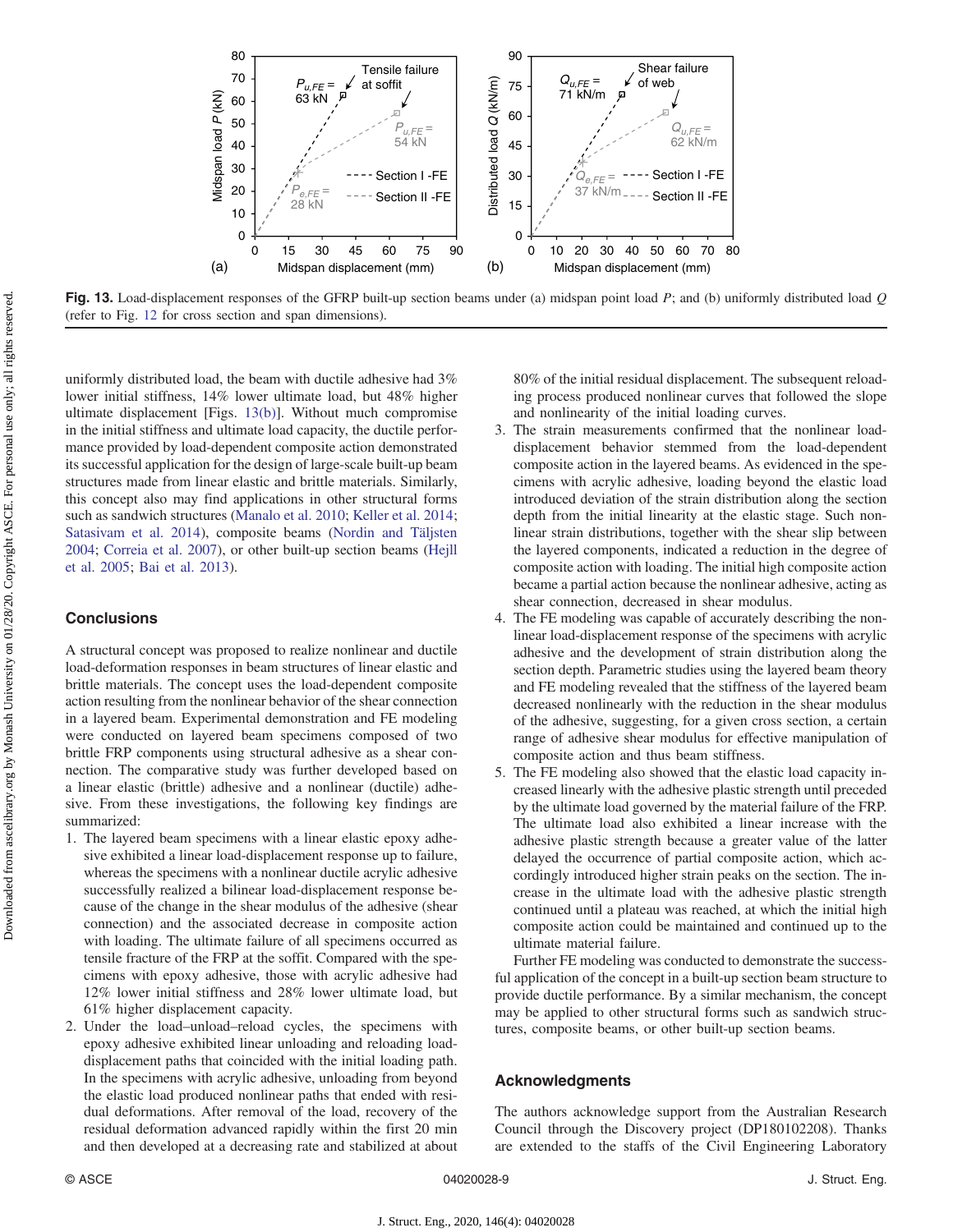**Fig. 13.** Load-displacement responses of the GFRP built-up section beams under (a) midspan point load $P$; and (b) uniformly distributed load $Q$ (refer to Fig. 12 for cross section and span dimensions).

uniformly distributed load, the beam with ductile adhesive had 3% lower initial stiffness, 14% lower ultimate load, but 48% higher ultimate displacement [Figs. 13(b)]. Without much compromise in the initial stiffness and ultimate load capacity, the ductile performance provided by load-dependent composite action demonstrated its successful application for the design of large-scale built-up beam structures made from linear elastic and brittle materials. Similarly, this concept also may find applications in other structural forms such as sandwich structures (Manalo et al. 2010; Keller et al. 2014; Satasivam et al. 2014), composite beams (Nordin and Täljsten 2004; Correia et al. 2007), or other built-up section beams (Hejll et al. 2005; Bai et al. 2013).

## Conclusions

A structural concept was proposed to realize nonlinear and ductile load-deformation responses in beam structures of linear elastic and brittle materials. The concept uses the load-dependent composite action resulting from the nonlinear behavior of the shear connection in a layered beam. Experimental demonstration and FE modeling were conducted on layered beam specimens composed of two brittle FRP components using structural adhesive as a shear connection. The comparative study was further developed based on a linear elastic (brittle) adhesive and a nonlinear (ductile) adhesive. From these investigations, the following key findings are summarized:

1. The layered beam specimens with a linear elastic epoxy adhesive exhibited a linear load-displacement response up to failure, whereas the specimens with a nonlinear ductile acrylic adhesive successfully realized a bilinear load-displacement response because of the change in the shear modulus of the adhesive (shear connection) and the associated decrease in composite action with loading. The ultimate failure of all specimens occurred as tensile fracture of the FRP at the soffit. Compared with the specimens with epoxy adhesive, those with acrylic adhesive had 15% lower initial stiffness and 28% lower ultimate load, but 61% higher displacement capacity.
2. Under the load–unload–reload cycles, the specimens with epoxy adhesive exhibited linear unloading and reloading load-displacement paths that coincided with the initial loading path. In the specimens with acrylic adhesive, unloading from beyond the elastic load produced nonlinear paths that ended with residual deformations. After removal of the load, recovery of the residual deformation advanced rapidly within the first 20 min and then developed at a decreasing rate and stabilized at about 80% of the initial residual displacement. The subsequent reloading process produced nonlinear curves that followed the slope and nonlinearity of the initial loading curves.
3. The strain measurements confirmed that the nonlinear load-displacement behavior stemmed from the load-dependent composite action in the layered beams. As evidenced in the specimens with acrylic adhesive, loading beyond the elastic load introduced deviation of the strain distribution along the section depth from the initial linearity at the elastic stage. Such nonlinear strain distributions, together with the shear slip between the layered components, indicated a reduction in the degree of composite action with loading. The initial high composite action became a partial action because the nonlinear adhesive, acting as shear connection, decreased in shear modulus.
4. The FE modeling was capable of accurately describing the nonlinear load-displacement response of the specimens with acrylic adhesive and the development of strain distribution along the section depth. Parametric studies using the layered beam theory and FE modeling revealed that the stiffness of the layered beam decreased nonlinearly with the reduction in the shear modulus of the adhesive, suggesting, for a given cross section, a certain range of adhesive shear modulus for effective manipulation of composite action and thus beam stiffness.
5. The FE modeling also showed that the elastic load capacity increased linearly with the adhesive plastic strength until preceded by the ultimate load governed by the material failure of the FRP. The ultimate load also exhibited a linear increase with the adhesive plastic strength because a greater value of the latter delayed the occurrence of partial composite action, which accordingly introduced higher strain peaks on the section. The increase in the ultimate load with the adhesive plastic strength continued until a plateau was reached, at which the initial high composite action could be maintained and continued up to the ultimate material failure.

Further FE modeling was conducted to demonstrate the successful application of the concept in a built-up section beam structure to provide ductile performance. By a similar mechanism, the concept may be applied to other structural forms such as sandwich structures, composite beams, or other built-up section beams.

## Acknowledgments

The authors acknowledge support from the Australian Research Council through the Discovery project (DP180102208). Thanks are extended to the staffs of the Civil Engineering Laboratory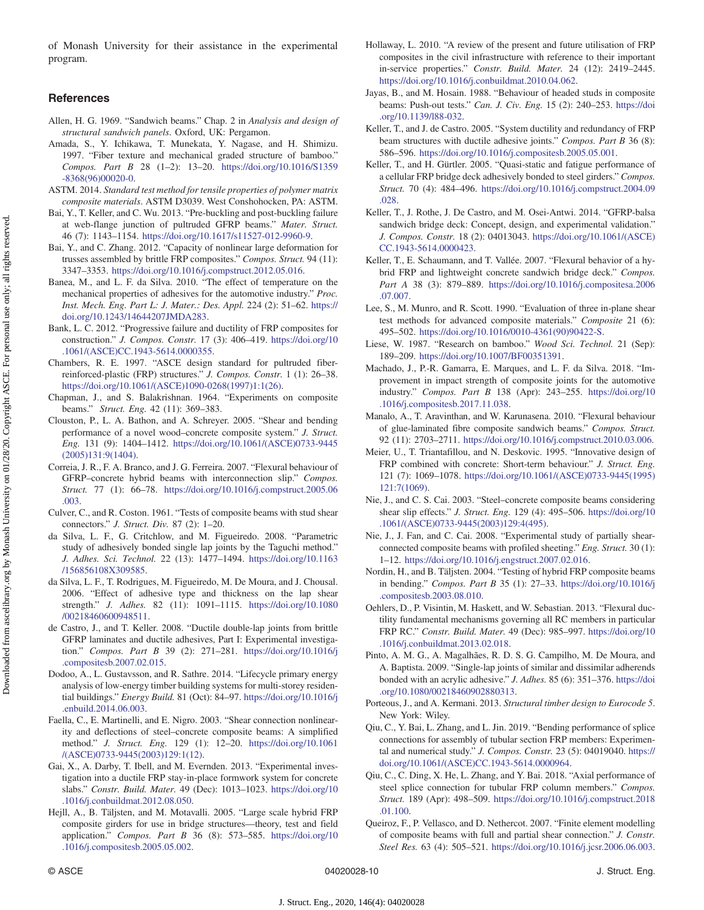of Monash University for their assistance in the experimental program.

## References

Allen, H. G. 1969. "Sandwich beams." Chap. 2 in *Analysis and design of structural sandwich panels*. Oxford, UK: Pergamon.

Amada, S., Y. Ichikawa, T. Munekata, Y. Nagase, and H. Shimizu. 1997. "Fiber texture and mechanical graded structure of bamboo." *Compos. Part B* 28 (1–2): 13–20. https://doi.org/10.1016/S1359-8368(96)00020-0.

ASTM. 2014. *Standard test method for tensile properties of polymer matrix composite materials*. ASTM D3039. West Conshohocken, PA: ASTM.

Bai, Y., T. Keller, and C. Wu. 2013. "Pre-buckling and post-buckling failure at web-flange junction of pultruded GFRP beams." *Mater. Struct.* 46 (7): 1143–1154. https://doi.org/10.1617/s11527-012-9960-9.

Bai, Y., and C. Zhang. 2012. "Capacity of nonlinear large deformation for trusses assembled by brittle FRP composites." *Compos. Struct.* 94 (11): 3347–3353. https://doi.org/10.1016/j.compstruct.2012.05.016.

Banea, M., and L. F. da Silva. 2010. "The effect of temperature on the mechanical properties of adhesives for the automotive industry." *Proc. Inst. Mech. Eng. Part L: J. Mater.: Des. Appl.* 224 (2): 51–62. https://doi.org/10.1243/14644207JMDA283.

Bank, L. C. 2012. "Progressive failure and ductility of FRP composites for construction." *J. Compos. Constr.* 17 (3): 406–419. https://doi.org/10.1061/(ASCE)CC.1943-5614.0000355.

Chambers, R. E. 1997. "ASCE design standard for pultruded fiber-reinforced-plastic (FRP) structures." *J. Compos. Constr.* 1 (1): 26–38. https://doi.org/10.1061/(ASCE)1090-0268(1997)1:1(26).

Chapman, J., and S. Balakrishnan. 1964. "Experiments on composite beams." *Struct. Eng.* 42 (11): 369–383.

Clouston, P., L. A. Bathon, and A. Schreyer. 2005. "Shear and bending performance of a novel wood–concrete composite system." *J. Struct. Eng.* 131 (9): 1404–1412. https://doi.org/10.1061/(ASCE)0733-9445(2005)131:9(1404).

Correia, J. R., F. A. Branco, and J. G. Ferreira. 2007. "Flexural behaviour of GFRP–concrete hybrid beams with interconnection slip." *Compos. Struct.* 77 (1): 66–78. https://doi.org/10.1016/j.compstruct.2005.06.003.

Culver, C., and R. Coston. 1961. "Tests of composite beams with stud shear connectors." *J. Struct. Div.* 87 (2): 1–20.

da Silva, L. F., G. Critchlow, and M. Figueiredo. 2008. "Parametric study of adhesively bonded single lap joints by the Taguchi method." *J. Adhes. Sci. Technol.* 22 (13): 1477–1494. https://doi.org/10.1163/156856108X309585.

da Silva, L. F., T. Rodrigues, M. Figueiredo, M. De Moura, and J. Chousal. 2006. "Effect of adhesive type and thickness on the lap shear strength." *J. Adhes.* 82 (11): 1091–1115. https://doi.org/10.1080/00218460600948511.

de Castro, J., and T. Keller. 2008. "Ductile double-lap joints from brittle GFRP laminates and ductile adhesives, Part I: Experimental investigation." *Compos. Part B* 39 (2): 271–281. https://doi.org/10.1016/j.compositesb.2007.02.015.

Dodoo, A., L. Gustavsson, and R. Sathre. 2014. "Lifecycle primary energy analysis of low-energy timber building systems for multi-storey residential buildings." *Energy Build.* 81 (Oct): 84–97. https://doi.org/10.1016/j.enbuild.2014.06.003.

Faella, C., E. Martinelli, and E. Nigro. 2003. "Shear connection nonlinearity and deflections of steel–concrete composite beams: A simplified method." *J. Struct. Eng.* 129 (1): 12–20. https://doi.org/10.1061/(ASCE)0733-9445(2003)129:1(12).

Gai, X., A. Darby, T. Ibell, and M. Evernden. 2013. "Experimental investigation into a ductile FRP stay-in-place formwork system for concrete slabs." *Constr. Build. Mater.* 49 (Dec): 1013–1023. https://doi.org/10.1016/j.conbuildmat.2012.08.050.

Hejll, A., B. Täljsten, and M. Motavalli. 2005. "Large scale hybrid FRP composite girders for use in bridge structures—theory, test and field application." *Compos. Part B* 36 (8): 573–585. https://doi.org/10.1016/j.compositesb.2005.05.002.

Hollaway, L. 2010. "A review of the present and future utilisation of FRP composites in the civil infrastructure with reference to their important in-service properties." *Constr. Build. Mater.* 24 (12): 2419–2445. https://doi.org/10.1016/j.conbuildmat.2010.04.062.

Jayas, B., and M. Hosain. 1988. "Behaviour of headed studs in composite beams: Push-out tests." *Can. J. Civ. Eng.* 15 (2): 240–253. https://doi.org/10.1139/l88-032.

Keller, T., and J. de Castro. 2005. "System ductility and redundancy of FRP beam structures with ductile adhesive joints." *Compos. Part B* 36 (8): 586–596. https://doi.org/10.1016/j.compositesb.2005.05.001.

Keller, T., and H. Gürtler. 2005. "Quasi-static and fatigue performance of a cellular FRP bridge deck adhesively bonded to steel girders." *Compos. Struct.* 70 (4): 484–496. https://doi.org/10.1016/j.compstruct.2004.09.028.

Keller, T., J. Rothe, J. De Castro, and M. Osei-Antwi. 2014. "GFRP-balsa sandwich bridge deck: Concept, design, and experimental validation." *J. Compos. Constr.* 18 (2): 04013043. https://doi.org/10.1061/(ASCE)CC.1943-5614.0000423.

Keller, T., E. Schaumann, and T. Vallée. 2007. "Flexural behavior of a hybrid FRP and lightweight concrete sandwich bridge deck." *Compos. Part A* 38 (3): 879–889. https://doi.org/10.1016/j.compositesa.2006.07.007.

Lee, S., M. Munro, and R. Scott. 1990. "Evaluation of three in-plane shear test methods for advanced composite materials." *Composite* 21 (6): 495–502. https://doi.org/10.1016/0010-4361(90)90422-S.

Liese, W. 1987. "Research on bamboo." *Wood Sci. Technol.* 21 (Sep): 189–209. https://doi.org/10.1007/BF00351391.

Machado, J., P.-R. Gamarra, E. Marques, and L. F. da Silva. 2018. "Improvement in impact strength of composite joints for the automotive industry." *Compos. Part B* 138 (Apr): 243–255. https://doi.org/10.1016/j.compositesb.2017.11.038.

Manalo, A., T. Aravinthan, and W. Karunasena. 2010. "Flexural behaviour of glue-laminated fibre composite sandwich beams." *Compos. Struct.* 92 (11): 2703–2711. https://doi.org/10.1016/j.compstruct.2010.03.006.

Meier, U., T. Triantafillou, and N. Deskovic. 1995. "Innovative design of FRP combined with concrete: Short-term behaviour." *J. Struct. Eng.* 121 (7): 1069–1078. https://doi.org/10.1061/(ASCE)0733-9445(1995)121:7(1069).

Nie, J., and C. S. Cai. 2003. "Steel–concrete composite beams considering shear slip effects." *J. Struct. Eng.* 129 (4): 495–506. https://doi.org/10.1061/(ASCE)0733-9445(2003)129:4(495).

Nie, J., J. Fan, and C. Cai. 2008. "Experimental study of partially shear-connected composite beams with profiled sheeting." *Eng. Struct.* 30 (1): 1–12. https://doi.org/10.1016/j.engstruct.2007.02.016.

Nordin, H., and B. Täljsten. 2004. "Testing of hybrid FRP composite beams in bending." *Compos. Part B* 35 (1): 27–33. https://doi.org/10.1016/j.compositesb.2003.08.010.

Oehlers, D., P. Visintin, M. Haskett, and W. Sebastian. 2013. "Flexural ductility fundamental mechanisms governing all RC members in particular FRP RC." *Constr. Build. Mater.* 49 (Dec): 985–997. https://doi.org/10.1016/j.conbuildmat.2013.02.018.

Pinto, A. M. G., A. Magalhães, R. D. S. G. Campilho, M. De Moura, and A. Baptista. 2009. "Single-lap joints of similar and dissimilar adherends bonded with an acrylic adhesive." *J. Adhes.* 85 (6): 351–376. https://doi.org/10.1080/00218460902880313.

Porteous, J., and A. Kermani. 2013. *Structural timber design to Eurocode 5*. New York: Wiley.

Qiu, C., Y. Bai, L. Zhang, and L. Jin. 2019. "Bending performance of splice connections for assembly of tubular section FRP members: Experimental and numerical study." *J. Compos. Constr.* 23 (5): 04019040. https://doi.org/10.1061/(ASCE)CC.1943-5614.0000964.

Qiu, C., C. Ding, X. He, L. Zhang, and Y. Bai. 2018. "Axial performance of steel splice connection for tubular FRP column members." *Compos. Struct.* 189 (Apr): 498–509. https://doi.org/10.1016/j.compstruct.2018.01.100.

Queiroz, F., P. Vellasco, and D. Nethercot. 2007. "Finite element modelling of composite beams with full and partial shear connection." *J. Constr. Steel Res.* 63 (4): 505–521. https://doi.org/10.1016/j.jcsr.2006.06.003.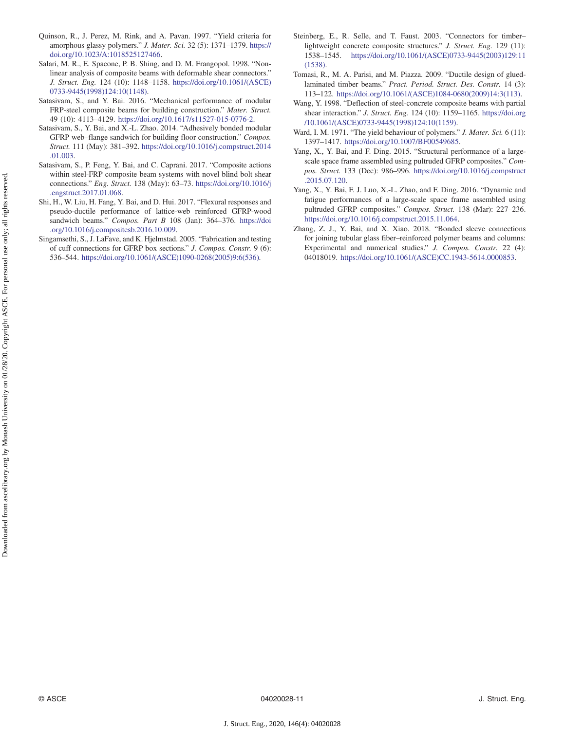Quinson, R., J. Perez, M. Rink, and A. Pavan. 1997. "Yield criteria for amorphous glassy polymers." *J. Mater. Sci.* 32 (5): 1371–1379. https://doi.org/10.1023/A:1018525127466.

Salari, M. R., E. Spacone, P. B. Shing, and D. M. Frangopol. 1998. "Nonlinear analysis of composite beams with deformable shear connectors." *J. Struct. Eng.* 124 (10): 1148–1158. https://doi.org/10.1061/(ASCE)0733-9445(1998)124:10(1148).

Satasivam, S., and Y. Bai. 2016. "Mechanical performance of modular FRP-steel composite beams for building construction." *Mater. Struct.* 49 (10): 4113–4129. https://doi.org/10.1617/s11527-015-0776-2.

Satasivam, S., Y. Bai, and X.-L. Zhao. 2014. "Adhesively bonded modular GFRP web–flange sandwich for building floor construction." *Compos. Struct.* 111 (May): 381–392. https://doi.org/10.1016/j.compstruct.2014.01.003.

Satasivam, S., P. Feng, Y. Bai, and C. Caprani. 2017. "Composite actions within steel-FRP composite beam systems with novel blind bolt shear connections." *Eng. Struct.* 138 (May): 63–73. https://doi.org/10.1016/j.engstruct.2017.01.068.

Shi, H., W. Liu, H. Fang, Y. Bai, and D. Hui. 2017. "Flexural responses and pseudo-ductile performance of lattice-web reinforced GFRP-wood sandwich beams." *Compos. Part B* 108 (Jan): 364–376. https://doi.org/10.1016/j.compositesb.2016.10.009.

Singamsethi, S., J. LaFave, and K. Hjelmstad. 2005. "Fabrication and testing of cuff connections for GFRP box sections." *J. Compos. Constr.* 9 (6): 536–544. https://doi.org/10.1061/(ASCE)1090-0268(2005)9:6(536).

Steinberg, E., R. Selle, and T. Faust. 2003. "Connectors for timber–lightweight concrete composite structures." *J. Struct. Eng.* 129 (11): 1538–1545. https://doi.org/10.1061/(ASCE)0733-9445(2003)129:11(1538).

Tomasi, R., M. A. Parisi, and M. Piazza. 2009. "Ductile design of glued-laminated timber beams." *Pract. Period. Struct. Des. Constr.* 14 (3): 113–122. https://doi.org/10.1061/(ASCE)1084-0680(2009)14:3(113).

Wang, Y. 1998. "Deflection of steel-concrete composite beams with partial shear interaction." *J. Struct. Eng.* 124 (10): 1159–1165. https://doi.org/10.1061/(ASCE)0733-9445(1998)124:10(1159).

Ward, I. M. 1971. "The yield behaviour of polymers." *J. Mater. Sci.* 6 (11): 1397–1417. https://doi.org/10.1007/BF00549685.

Yang, X., Y. Bai, and F. Ding. 2015. "Structural performance of a large-scale space frame assembled using pultruded GFRP composites." *Compos. Struct.* 133 (Dec): 986–996. https://doi.org/10.1016/j.compstruct.2015.07.120.

Yang, X., Y. Bai, F. J. Luo, X.-L. Zhao, and F. Ding. 2016. "Dynamic and fatigue performances of a large-scale space frame assembled using pultruded GFRP composites." *Compos. Struct.* 138 (Mar): 227–236. https://doi.org/10.1016/j.compstruct.2015.11.064.

Zhang, Z. J., Y. Bai, and X. Xiao. 2018. "Bonded sleeve connections for joining tubular glass fiber–reinforced polymer beams and columns: Experimental and numerical studies." *J. Compos. Constr.* 22 (4): 04018019. https://doi.org/10.1061/(ASCE)CC.1943-5614.0000853.